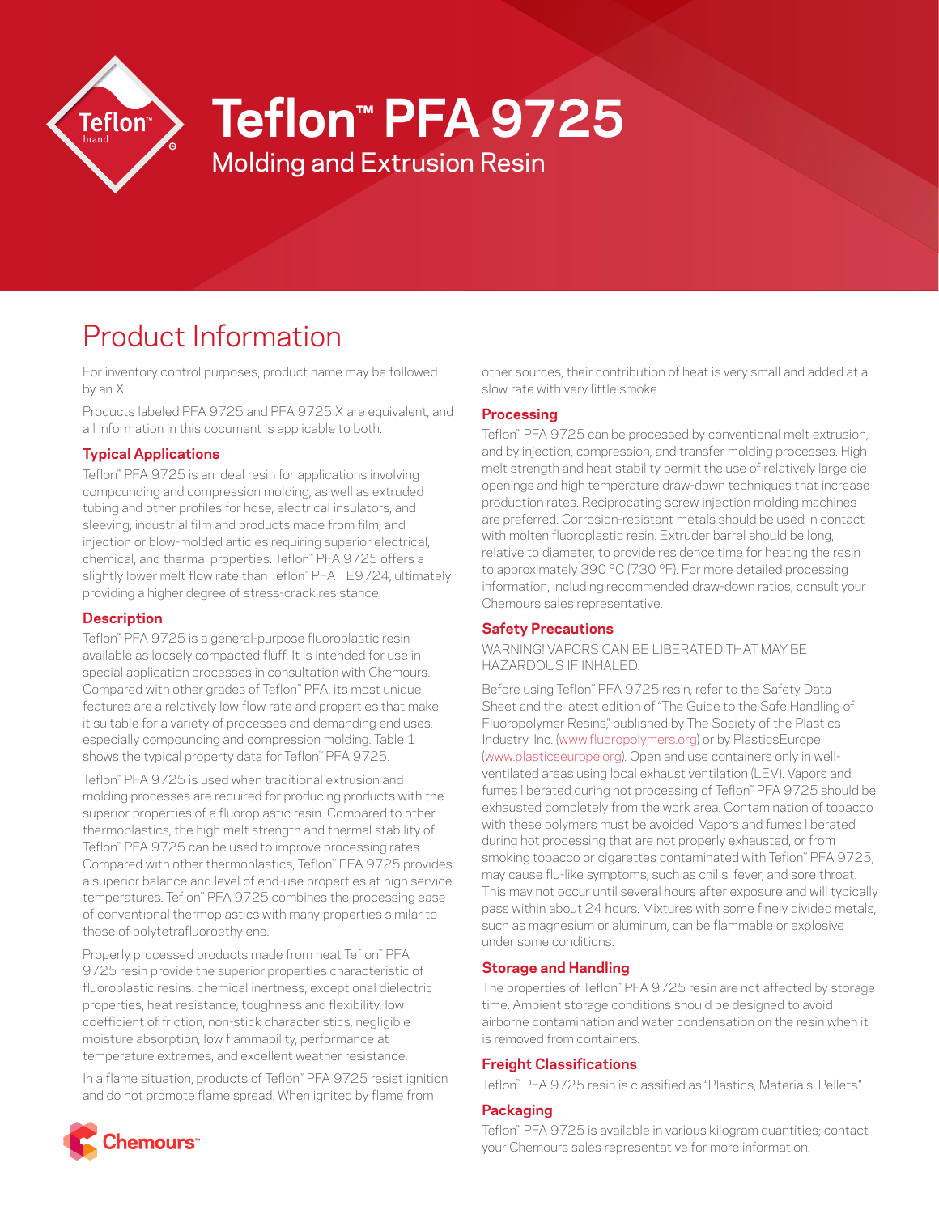# Teflon™ PFA 9725

Molding and Extrusion Resin

## Product Information

For inventory control purposes, product name may be followed by an X.

Products labeled PFA 9725 and PFA 9725 X are equivalent, and all information in this document is applicable to both.

### Typical Applications

Teflon™ PFA 9725 is an ideal resin for applications involving compounding and compression molding, as well as extruded tubing and other profiles for hose, electrical insulators, and sleeving; industrial film and products made from film; and injection or blow-molded articles requiring superior electrical, chemical, and thermal properties. Teflon™ PFA 9725 offers a slightly lower melt flow rate than Teflon™ PFA TE9724, ultimately providing a higher degree of stress-crack resistance.

### Description

Teflon™ PFA 9725 is a general-purpose fluoroplastic resin available as loosely compacted fluff. It is intended for use in special application processes in consultation with Chemours. Compared with other grades of Teflon™ PFA, its most unique features are a relatively low flow rate and properties that make it suitable for a variety of processes and demanding end uses, especially compounding and compression molding. Table 1 shows the typical property data for Teflon™ PFA 9725.

Teflon™ PFA 9725 is used when traditional extrusion and molding processes are required for producing products with the superior properties of a fluoroplastic resin. Compared to other thermoplastics, the high melt strength and thermal stability of Teflon™ PFA 9725 can be used to improve processing rates. Compared with other thermoplastics, Teflon™ PFA 9725 provides a superior balance and level of end-use properties at high service temperatures. Teflon™ PFA 9725 combines the processing ease of conventional thermoplastics with many properties similar to those of polytetrafluoroethylene.

Properly processed products made from neat Teflon™ PFA 9725 resin provide the superior properties characteristic of fluoroplastic resins: chemical inertness, exceptional dielectric properties, heat resistance, toughness and flexibility, low coefficient of friction, non-stick characteristics, negligible moisture absorption, low flammability, performance at temperature extremes, and excellent weather resistance.

In a flame situation, products of Teflon™ PFA 9725 resist ignition and do not promote flame spread. When ignited by flame from other sources, their contribution of heat is very small and added at a slow rate with very little smoke.

### Processing

Teflon™ PFA 9725 can be processed by conventional melt extrusion, and by injection, compression, and transfer molding processes. High melt strength and heat stability permit the use of relatively large die openings and high temperature draw-down techniques that increase production rates. Reciprocating screw injection molding machines are preferred. Corrosion-resistant metals should be used in contact with molten fluoroplastic resin. Extruder barrel should be long, relative to diameter, to provide residence time for heating the resin to approximately 390 °C (730 °F). For more detailed processing information, including recommended draw-down ratios, consult your Chemours sales representative.

### Safety Precautions

WARNING! VAPORS CAN BE LIBERATED THAT MAY BE HAZARDOUS IF INHALED.

Before using Teflon™ PFA 9725 resin, refer to the Safety Data Sheet and the latest edition of "The Guide to the Safe Handling of Fluoropolymer Resins," published by The Society of the Plastics Industry, Inc. (www.fluoropolymers.org) or by PlasticsEurope (www.plasticseurope.org). Open and use containers only in well-ventilated areas using local exhaust ventilation (LEV). Vapors and fumes liberated during hot processing of Teflon™ PFA 9725 should be exhausted completely from the work area. Contamination of tobacco with these polymers must be avoided. Vapors and fumes liberated during hot processing that are not properly exhausted, or from smoking tobacco or cigarettes contaminated with Teflon™ PFA 9725, may cause flu-like symptoms, such as chills, fever, and sore throat. This may not occur until several hours after exposure and will typically pass within about 24 hours. Mixtures with some finely divided metals, such as magnesium or aluminum, can be flammable or explosive under some conditions.

### Storage and Handling

The properties of Teflon™ PFA 9725 resin are not affected by storage time. Ambient storage conditions should be designed to avoid airborne contamination and water condensation on the resin when it is removed from containers.

### Freight Classifications

Teflon™ PFA 9725 resin is classified as "Plastics, Materials, Pellets."

### Packaging

Teflon™ PFA 9725 is available in various kilogram quantities; contact your Chemours sales representative for more information.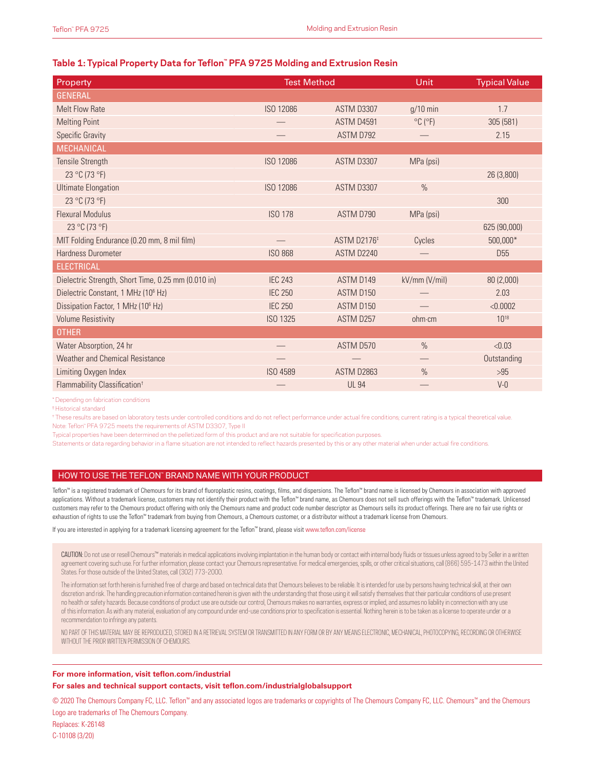## Table 1: Typical Property Data for Teflon™ PFA 9725 Molding and Extrusion Resin

| Property | Test Method | | Unit | Typical Value |
|---|---|---|---|---|
| **GENERAL** | | | | |
| Melt Flow Rate | ISO 12086 | ASTM D3307 | g/10 min | 1.7 |
| Melting Point | — | ASTM D4591 | °C (°F) | 305 (581) |
| Specific Gravity | — | ASTM D792 | — | 2.15 |
| **MECHANICAL** | | | | |
| Tensile Strength | ISO 12086 | ASTM D3307 | MPa (psi) | |
| 23 °C (73 °F) | | | | 26 (3,800) |
| Ultimate Elongation | ISO 12086 | ASTM D3307 | % | |
| 23 °C (73 °F) | | | | 300 |
| Flexural Modulus | ISO 178 | ASTM D790 | MPa (psi) | |
| 23 °C (73 °F) | | | | 625 (90,000) |
| MIT Folding Endurance (0.20 mm, 8 mil film) | — | ASTM D2176‡ | Cycles | 500,000* |
| Hardness Durometer | ISO 868 | ASTM D2240 | — | D55 |
| **ELECTRICAL** | | | | |
| Dielectric Strength, Short Time, 0.25 mm (0.010 in) | IEC 243 | ASTM D149 | kV/mm (V/mil) | 80 (2,000) |
| Dielectric Constant, 1 MHz ($10^6$ Hz) | IEC 250 | ASTM D150 | — | 2.03 |
| Dissipation Factor, 1 MHz ($10^6$ Hz) | IEC 250 | ASTM D150 | — | <0.0002 |
| Volume Resistivity | ISO 1325 | ASTM D257 | ohm·cm | $10^{18}$ |
| **OTHER** | | | | |
| Water Absorption, 24 hr | — | ASTM D570 | % | <0.03 |
| Weather and Chemical Resistance | — | — | — | Outstanding |
| Limiting Oxygen Index | ISO 4589 | ASTM D2863 | % | >95 |
| Flammability Classification† | — | UL 94 | — | V-0 |

\* Depending on fabrication conditions

‡ Historical standard

† These results are based on laboratory tests under controlled conditions and do not reflect performance under actual fire conditions; current rating is a typical theoretical value.

Note: Teflon™ PFA 9725 meets the requirements of ASTM D3307, Type II

Typical properties have been determined on the pelletized form of this product and are not suitable for specification purposes.

Statements or data regarding behavior in a flame situation are not intended to reflect hazards presented by this or any other material when under actual fire conditions.

## HOW TO USE THE TEFLON™ BRAND NAME WITH YOUR PRODUCT

Teflon™ is a registered trademark of Chemours for its brand of fluoroplastic resins, coatings, films, and dispersions. The Teflon™ brand name is licensed by Chemours in association with approved applications. Without a trademark license, customers may not identify their product with the Teflon™ brand name, as Chemours does not sell such offerings with the Teflon™ trademark. Unlicensed customers may refer to the Chemours product offering with only the Chemours name and product code number descriptor as Chemours sells its product offerings. There are no fair use rights or exhaustion of rights to use the Teflon™ trademark from buying from Chemours, a Chemours customer, or a distributor without a trademark license from Chemours.

If you are interested in applying for a trademark licensing agreement for the Teflon™ brand, please visit www.teflon.com/license

CAUTION: Do not use or resell Chemours™ materials in medical applications involving implantation in the human body or contact with internal body fluids or tissues unless agreed to by Seller in a written agreement covering such use. For further information, please contact your Chemours representative. For medical emergencies, spills, or other critical situations, call (866) 595-1473 within the United States. For those outside of the United States, call (302) 773-2000.

The information set forth herein is furnished free of charge and based on technical data that Chemours believes to be reliable. It is intended for use by persons having technical skill, at their own discretion and risk. The handling precaution information contained herein is given with the understanding that those using it will satisfy themselves that their particular conditions of use present no health or safety hazards. Because conditions of product use are outside our control, Chemours makes no warranties, express or implied, and assumes no liability in connection with any use of this information. As with any material, evaluation of any compound under end-use conditions prior to specification is essential. Nothing herein is to be taken as a license to operate under or a recommendation to infringe any patents.

NO PART OF THIS MATERIAL MAY BE REPRODUCED, STORED IN A RETRIEVAL SYSTEM OR TRANSMITTED IN ANY FORM OR BY ANY MEANS ELECTRONIC, MECHANICAL, PHOTOCOPYING, RECORDING OR OTHERWISE WITHOUT THE PRIOR WRITTEN PERMISSION OF CHEMOURS.

**For more information, visit teflon.com/industrial**

**For sales and technical support contacts, visit teflon.com/industrialglobalsupport**

© 2020 The Chemours Company FC, LLC. Teflon™ and any associated logos are trademarks or copyrights of The Chemours Company FC, LLC. Chemours™ and the Chemours Logo are trademarks of The Chemours Company.

Replaces: K-26148

C-10108 (3/20)